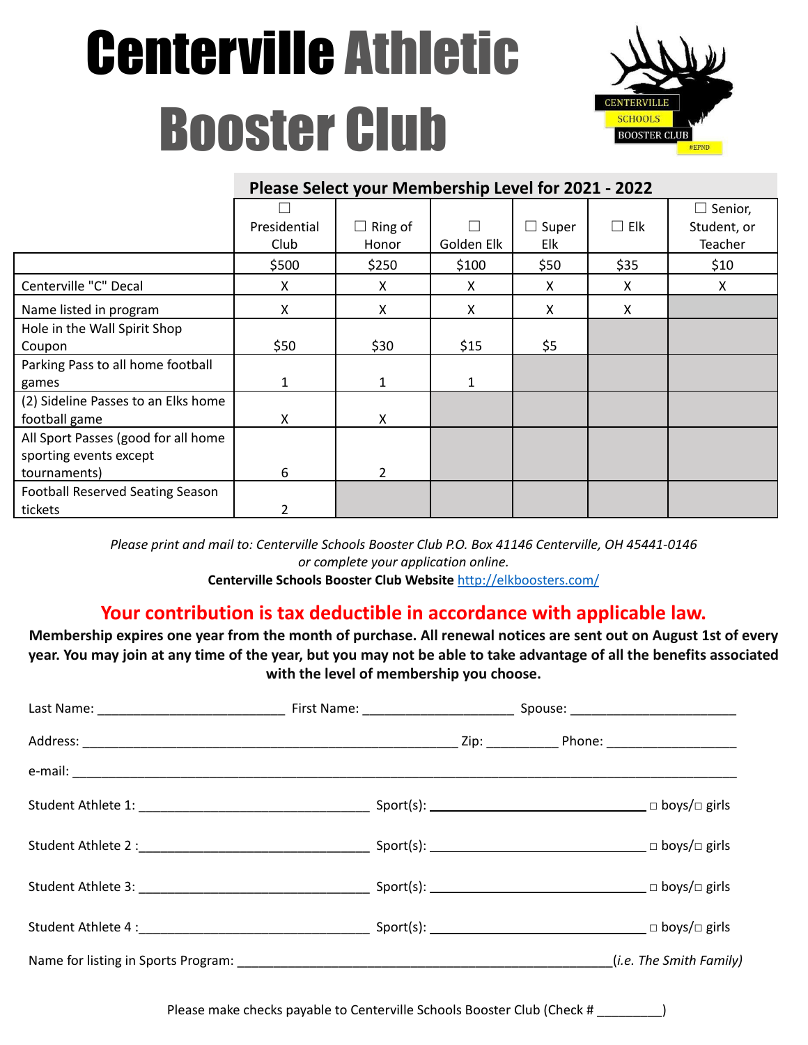# Centerville Athletic Booster Club

| | ☐ Presidential Club | ☐ Ring of Honor | ☐ Golden Elk | ☐ Super Elk | ☐ Elk | ☐ Senior, Student, or Teacher |
|---|---|---|---|---|---|---|
| **Please Select your Membership Level for 2021 - 2022** | | | | | | |
| | $500 | $250 | $100 | $50 | $35 | $10 |
| Centerville "C" Decal | X | X | X | X | X | X |
| Name listed in program | X | X | X | X | X | |
| Hole in the Wall Spirit Shop Coupon | $50 | $30 | $15 | $5 | | |
| Parking Pass to all home football games | 1 | 1 | 1 | | | |
| (2) Sideline Passes to an Elks home football game | X | X | | | | |
| All Sport Passes (good for all home sporting events except tournaments) | 6 | 2 | | | | |
| Football Reserved Seating Season tickets | 2 | | | | | |

*Please print and mail to: Centerville Schools Booster Club P.O. Box 41146 Centerville, OH 45441-0146*
*or complete your application online.*
**Centerville Schools Booster Club Website** http://elkboosters.com/

## Your contribution is tax deductible in accordance with applicable law.

**Membership expires one year from the month of purchase. All renewal notices are sent out on August 1st of every year. You may join at any time of the year, but you may not be able to take advantage of all the benefits associated with the level of membership you choose.**

Last Name: _________________________ First Name: ____________________ Spouse: ______________________

Address: __________________________________________________ Zip: _________ Phone: _________________

e-mail: ______________________________________________________________________________________

Student Athlete 1: ______________________________ Sport(s): _____________________________ □ boys/□ girls

Student Athlete 2 :______________________________ Sport(s): _____________________________ □ boys/□ girls

Student Athlete 3: ______________________________ Sport(s): _____________________________ □ boys/□ girls

Student Athlete 4 :______________________________ Sport(s): _____________________________ □ boys/□ girls

Name for listing in Sports Program: __________________________________________________(*i.e. The Smith Family*)

Please make checks payable to Centerville Schools Booster Club (Check # _________)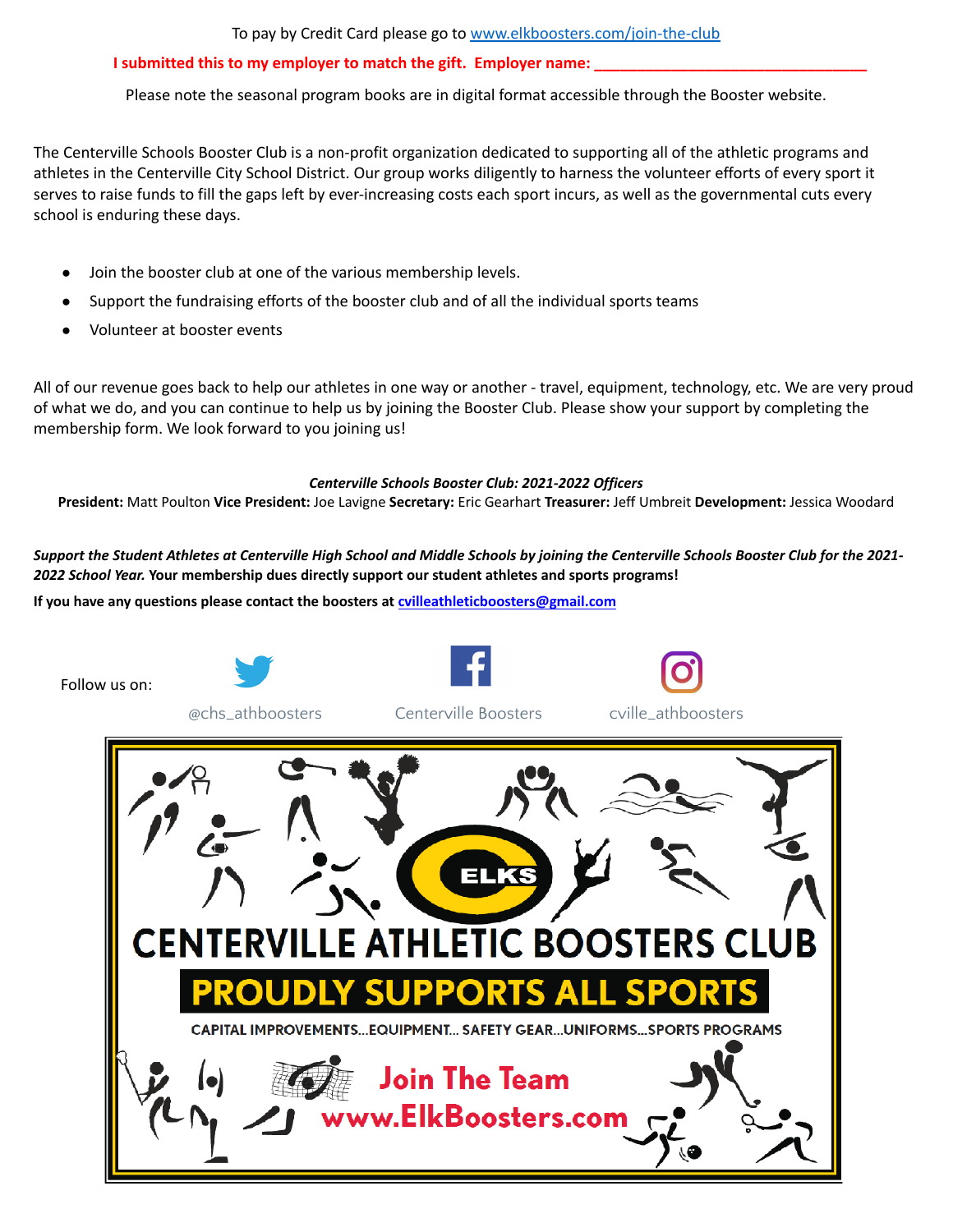To pay by Credit Card please go to www.elkboosters.com/join-the-club

**I submitted this to my employer to match the gift. Employer name: ________________________________**

Please note the seasonal program books are in digital format accessible through the Booster website.

The Centerville Schools Booster Club is a non-profit organization dedicated to supporting all of the athletic programs and athletes in the Centerville City School District. Our group works diligently to harness the volunteer efforts of every sport it serves to raise funds to fill the gaps left by ever-increasing costs each sport incurs, as well as the governmental cuts every school is enduring these days.

- Join the booster club at one of the various membership levels.
- Support the fundraising efforts of the booster club and of all the individual sports teams
- Volunteer at booster events

All of our revenue goes back to help our athletes in one way or another - travel, equipment, technology, etc. We are very proud of what we do, and you can continue to help us by joining the Booster Club. Please show your support by completing the membership form. We look forward to you joining us!

***Centerville Schools Booster Club: 2021-2022 Officers***

**President:** Matt Poulton **Vice President:** Joe Lavigne **Secretary:** Eric Gearhart **Treasurer:** Jeff Umbreit **Development:** Jessica Woodard

***Support the Student Athletes at Centerville High School and Middle Schools by joining the Centerville Schools Booster Club for the 2021-2022 School Year.*** **Your membership dues directly support our student athletes and sports programs!**

**If you have any questions please contact the boosters at cvilleathleticboosters@gmail.com**

Follow us on:

@chs_athboosters

Centerville Boosters

cville_athboosters

ELKS

CENTERVILLE ATHLETIC BOOSTERS CLUB

PROUDLY SUPPORTS ALL SPORTS

CAPITAL IMPROVEMENTS...EQUIPMENT... SAFETY GEAR...UNIFORMS...SPORTS PROGRAMS

Join The Team

www.ElkBoosters.com